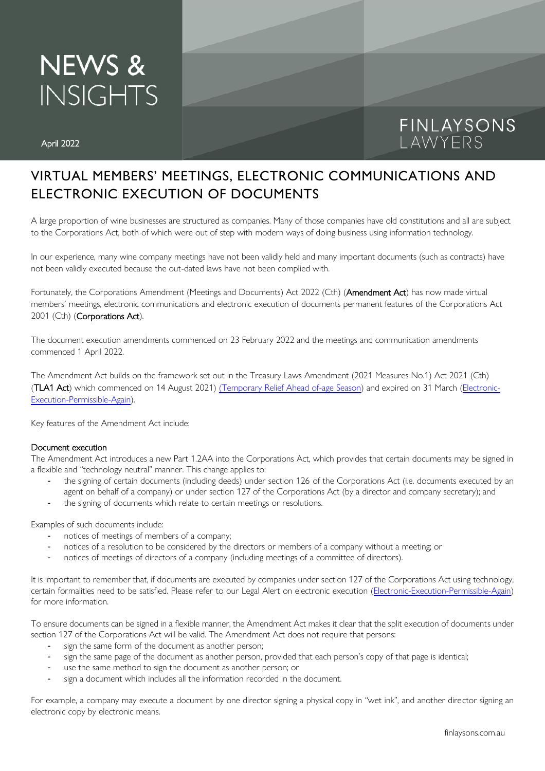NEWS & INSIGHTS

April 2022

FINLAYSONS LAWYERS

# VIRTUAL MEMBERS' MEETINGS, ELECTRONIC COMMUNICATIONS AND ELECTRONIC EXECUTION OF DOCUMENTS

A large proportion of wine businesses are structured as companies. Many of those companies have old constitutions and all are subject to the Corporations Act, both of which were out of step with modern ways of doing business using information technology.

In our experience, many wine company meetings have not been validly held and many important documents (such as contracts) have not been validly executed because the out-dated laws have not been complied with.

Fortunately, the Corporations Amendment (Meetings and Documents) Act 2022 (Cth) (**Amendment Act**) has now made virtual members' meetings, electronic communications and electronic execution of documents permanent features of the Corporations Act 2001 (Cth) (**Corporations Act**).

The document execution amendments commenced on 23 February 2022 and the meetings and communication amendments commenced 1 April 2022.

The Amendment Act builds on the framework set out in the Treasury Laws Amendment (2021 Measures No.1) Act 2021 (Cth) (**TLA1 Act**) which commenced on 14 August 2021) [(Temporary Relief Ahead of-age Season)]() and expired on 31 March ([Electronic-Execution-Permissible-Again]()).

Key features of the Amendment Act include:

## Document execution

The Amendment Act introduces a new Part 1.2AA into the Corporations Act, which provides that certain documents may be signed in a flexible and "technology neutral" manner. This change applies to:

- the signing of certain documents (including deeds) under section 126 of the Corporations Act (i.e. documents executed by an agent on behalf of a company) or under section 127 of the Corporations Act (by a director and company secretary); and
- the signing of documents which relate to certain meetings or resolutions.

Examples of such documents include:

- notices of meetings of members of a company;
- notices of a resolution to be considered by the directors or members of a company without a meeting; or
- notices of meetings of directors of a company (including meetings of a committee of directors).

It is important to remember that, if documents are executed by companies under section 127 of the Corporations Act using technology, certain formalities need to be satisfied. Please refer to our Legal Alert on electronic execution ([Electronic-Execution-Permissible-Again]()) for more information.

To ensure documents can be signed in a flexible manner, the Amendment Act makes it clear that the split execution of documents under section 127 of the Corporations Act will be valid. The Amendment Act does not require that persons:

- sign the same form of the document as another person;
- sign the same page of the document as another person, provided that each person's copy of that page is identical;
- use the same method to sign the document as another person; or
- sign a document which includes all the information recorded in the document.

For example, a company may execute a document by one director signing a physical copy in "wet ink", and another director signing an electronic copy by electronic means.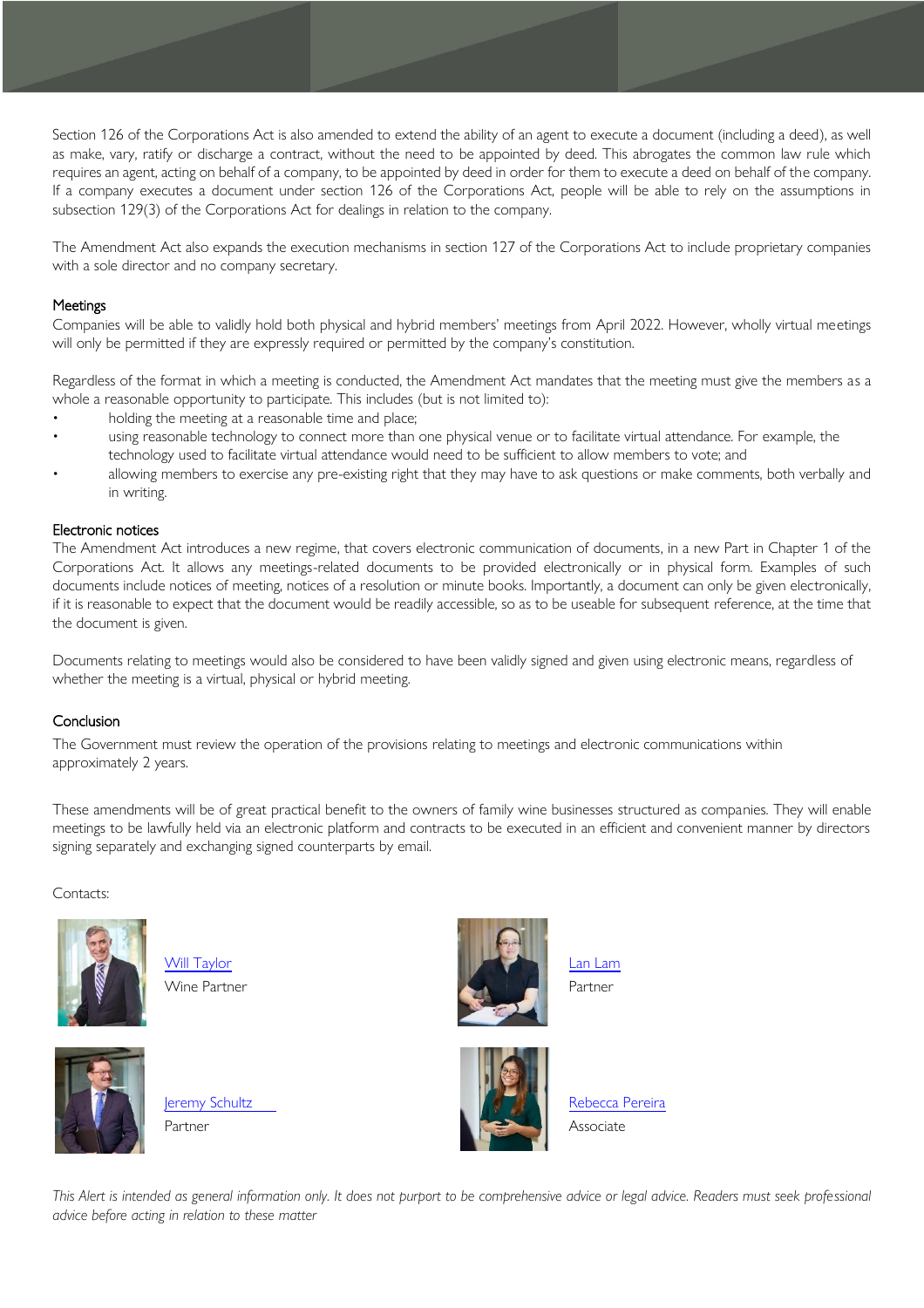Section 126 of the Corporations Act is also amended to extend the ability of an agent to execute a document (including a deed), as well as make, vary, ratify or discharge a contract, without the need to be appointed by deed. This abrogates the common law rule which requires an agent, acting on behalf of a company, to be appointed by deed in order for them to execute a deed on behalf of the company. If a company executes a document under section 126 of the Corporations Act, people will be able to rely on the assumptions in subsection 129(3) of the Corporations Act for dealings in relation to the company.

The Amendment Act also expands the execution mechanisms in section 127 of the Corporations Act to include proprietary companies with a sole director and no company secretary.

### Meetings

Companies will be able to validly hold both physical and hybrid members' meetings from April 2022. However, wholly virtual meetings will only be permitted if they are expressly required or permitted by the company's constitution.

Regardless of the format in which a meeting is conducted, the Amendment Act mandates that the meeting must give the members as a whole a reasonable opportunity to participate. This includes (but is not limited to):

- holding the meeting at a reasonable time and place;
- using reasonable technology to connect more than one physical venue or to facilitate virtual attendance. For example, the technology used to facilitate virtual attendance would need to be sufficient to allow members to vote; and
- allowing members to exercise any pre-existing right that they may have to ask questions or make comments, both verbally and in writing.

### Electronic notices

The Amendment Act introduces a new regime, that covers electronic communication of documents, in a new Part in Chapter 1 of the Corporations Act. It allows any meetings-related documents to be provided electronically or in physical form. Examples of such documents include notices of meeting, notices of a resolution or minute books. Importantly, a document can only be given electronically, if it is reasonable to expect that the document would be readily accessible, so as to be useable for subsequent reference, at the time that the document is given.

Documents relating to meetings would also be considered to have been validly signed and given using electronic means, regardless of whether the meeting is a virtual, physical or hybrid meeting.

### Conclusion

The Government must review the operation of the provisions relating to meetings and electronic communications within approximately 2 years.

These amendments will be of great practical benefit to the owners of family wine businesses structured as companies. They will enable meetings to be lawfully held via an electronic platform and contracts to be executed in an efficient and convenient manner by directors signing separately and exchanging signed counterparts by email.

Contacts:

Will Taylor
Wine Partner

Lan Lam
Partner

Jeremy Schultz
Partner

Rebecca Pereira
Associate

*This Alert is intended as general information only. It does not purport to be comprehensive advice or legal advice. Readers must seek professional advice before acting in relation to these matter*